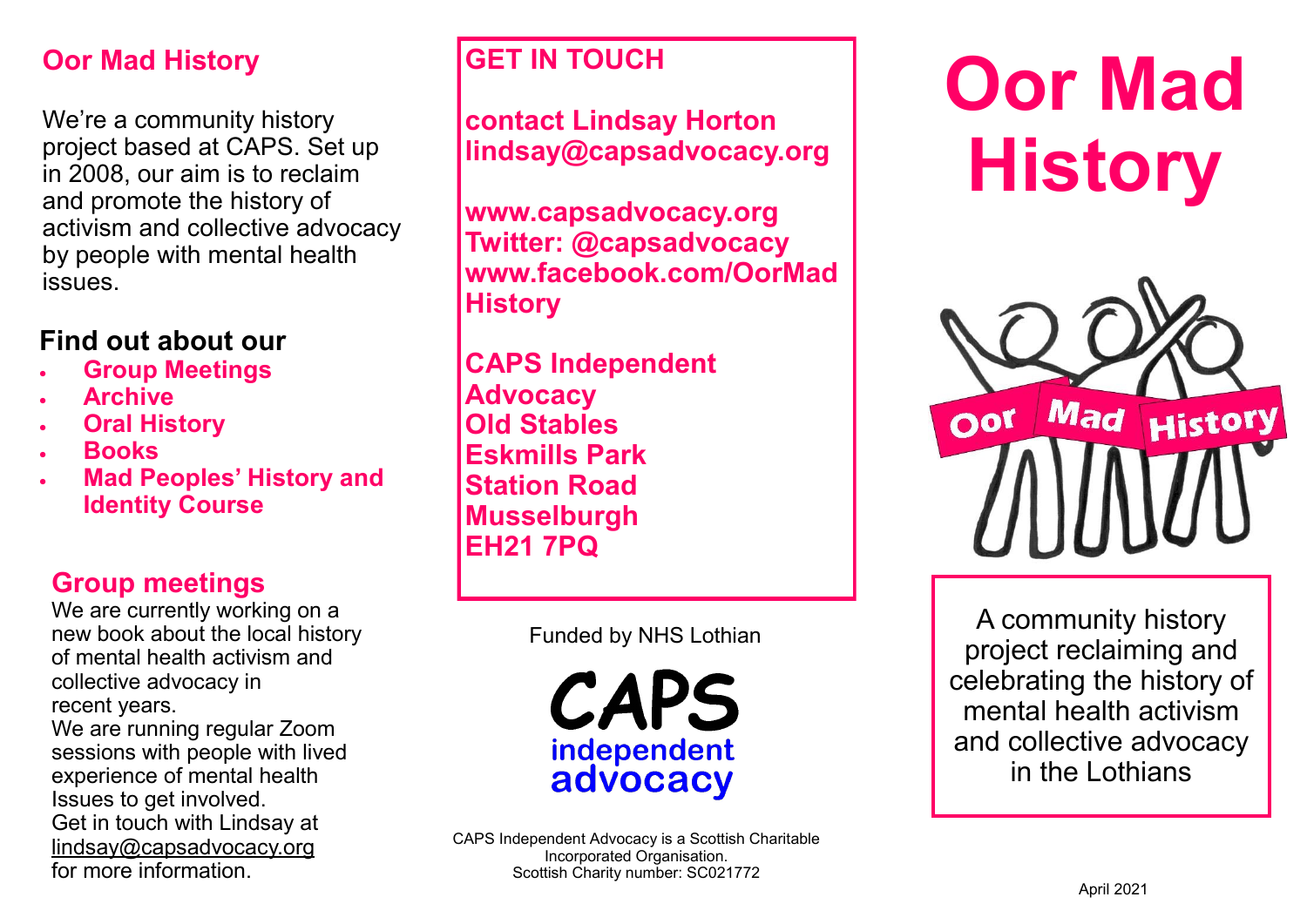## Oor Mad History

We're a community history project based at CAPS. Set up in 2008, our aim is to reclaim and promote the history of activism and collective advocacy by people with mental health issues.

### Find out about our

- **Group Meetings**
- **Archive**
- **Oral History**
- **Books**
- **Mad Peoples' History and Identity Course**

## Group meetings

We are currently working on a new book about the local history of mental health activism and collective advocacy in recent years.
We are running regular Zoom sessions with people with lived experience of mental health Issues to get involved.
Get in touch with Lindsay at lindsay@capsadvocacy.org for more information.

## GET IN TOUCH

**contact Lindsay Horton**
**lindsay@capsadvocacy.org**

**www.capsadvocacy.org**
**Twitter: @capsadvocacy**
**www.facebook.com/OorMadHistory**

**CAPS Independent Advocacy**
**Old Stables**
**Eskmills Park**
**Station Road**
**Musselburgh**
**EH21 7PQ**

Funded by NHS Lothian

CAPS independent advocacy

CAPS Independent Advocacy is a Scottish Charitable Incorporated Organisation.
Scottish Charity number: SC021772

# Oor Mad History

Oor Mad History

A community history project reclaiming and celebrating the history of mental health activism and collective advocacy in the Lothians

April 2021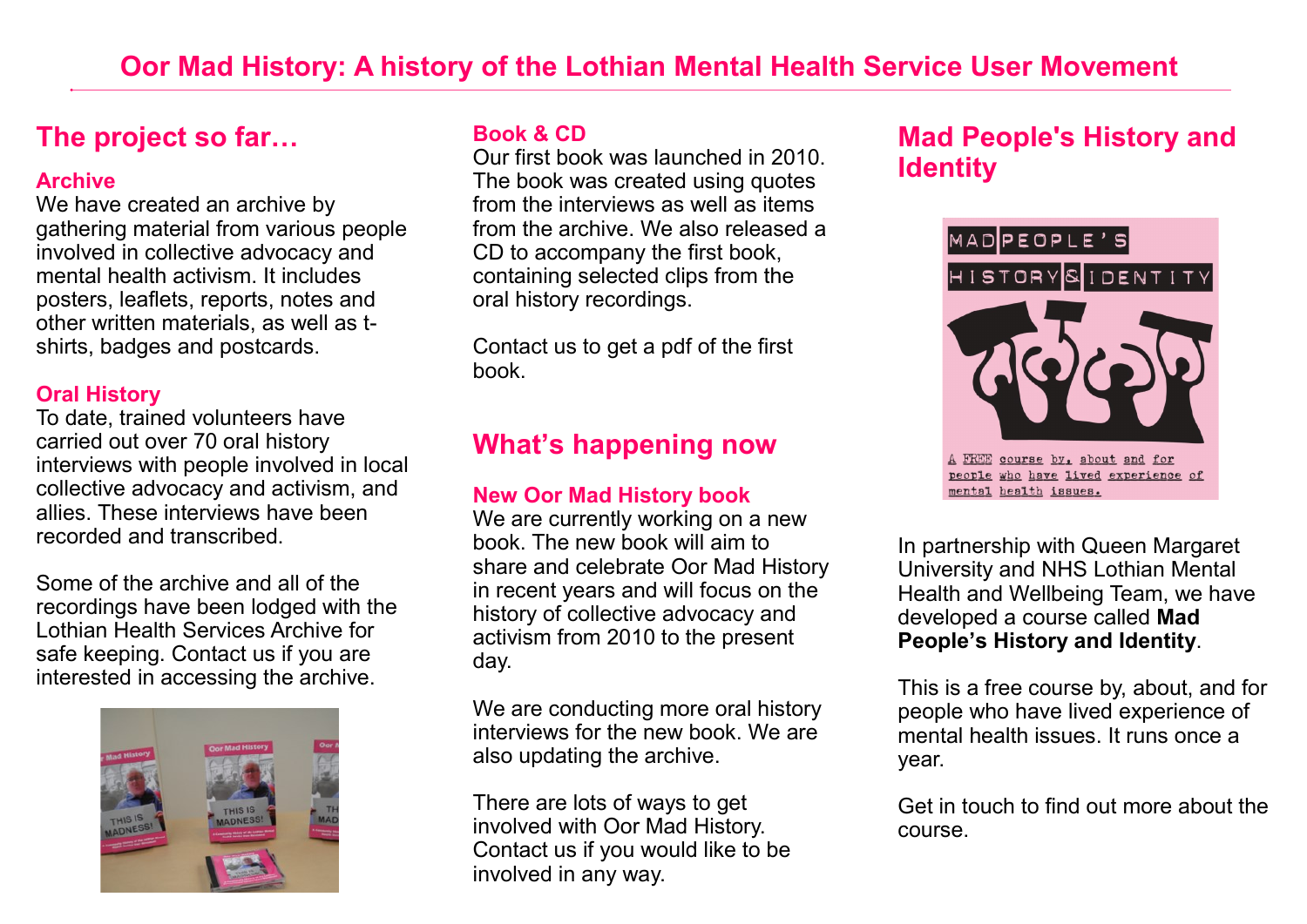# Oor Mad History: A history of the Lothian Mental Health Service User Movement

## The project so far…

### Archive

We have created an archive by gathering material from various people involved in collective advocacy and mental health activism. It includes posters, leaflets, reports, notes and other written materials, as well as t-shirts, badges and postcards.

### Oral History

To date, trained volunteers have carried out over 70 oral history interviews with people involved in local collective advocacy and activism, and allies. These interviews have been recorded and transcribed.

Some of the archive and all of the recordings have been lodged with the Lothian Health Services Archive for safe keeping. Contact us if you are interested in accessing the archive.

### Book & CD

Our first book was launched in 2010. The book was created using quotes from the interviews as well as items from the archive. We also released a CD to accompany the first book, containing selected clips from the oral history recordings.

Contact us to get a pdf of the first book.

## What's happening now

### New Oor Mad History book

We are currently working on a new book. The new book will aim to share and celebrate Oor Mad History in recent years and will focus on the history of collective advocacy and activism from 2010 to the present day.

We are conducting more oral history interviews for the new book. We are also updating the archive.

There are lots of ways to get involved with Oor Mad History. Contact us if you would like to be involved in any way.

## Mad People's History and Identity

In partnership with Queen Margaret University and NHS Lothian Mental Health and Wellbeing Team, we have developed a course called **Mad People's History and Identity**.

This is a free course by, about, and for people who have lived experience of mental health issues. It runs once a year.

Get in touch to find out more about the course.